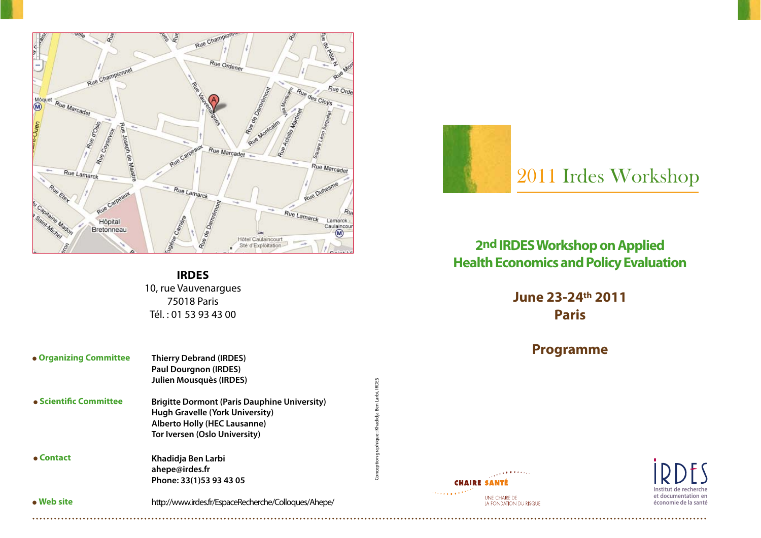**IRDES**
10, rue Vauvenargues
75018 Paris
Tél. : 01 53 93 43 00

- **Organizing Committee** — **Thierry Debrand (IRDES)**, **Paul Dourgnon (IRDES)**, **Julien Mousquès (IRDES)**
- **Scientific Committee** — **Brigitte Dormont (Paris Dauphine University)**, **Hugh Gravelle (York University)**, **Alberto Holly (HEC Lausanne)**, **Tor Iversen (Oslo University)**
- **Contact** — **Khadidja Ben Larbi**, **ahepe@irdes.fr**, **Phone: 33(1)53 93 43 05**
- **Web site** — http://www.irdes.fr/EspaceRecherche/Colloques/Ahepe/

Conception graphique : Khadidja Ben Larbi, IRDES

# 2011 Irdes Workshop

## 2nd IRDES Workshop on Applied Health Economics and Policy Evaluation

**June 23-24th 2011**
**Paris**

## Programme

CHAIRE SANTÉ
UNE CHAIRE DE LA FONDATION DU RISQUE

IRDES
Institut de recherche et documentation en économie de la santé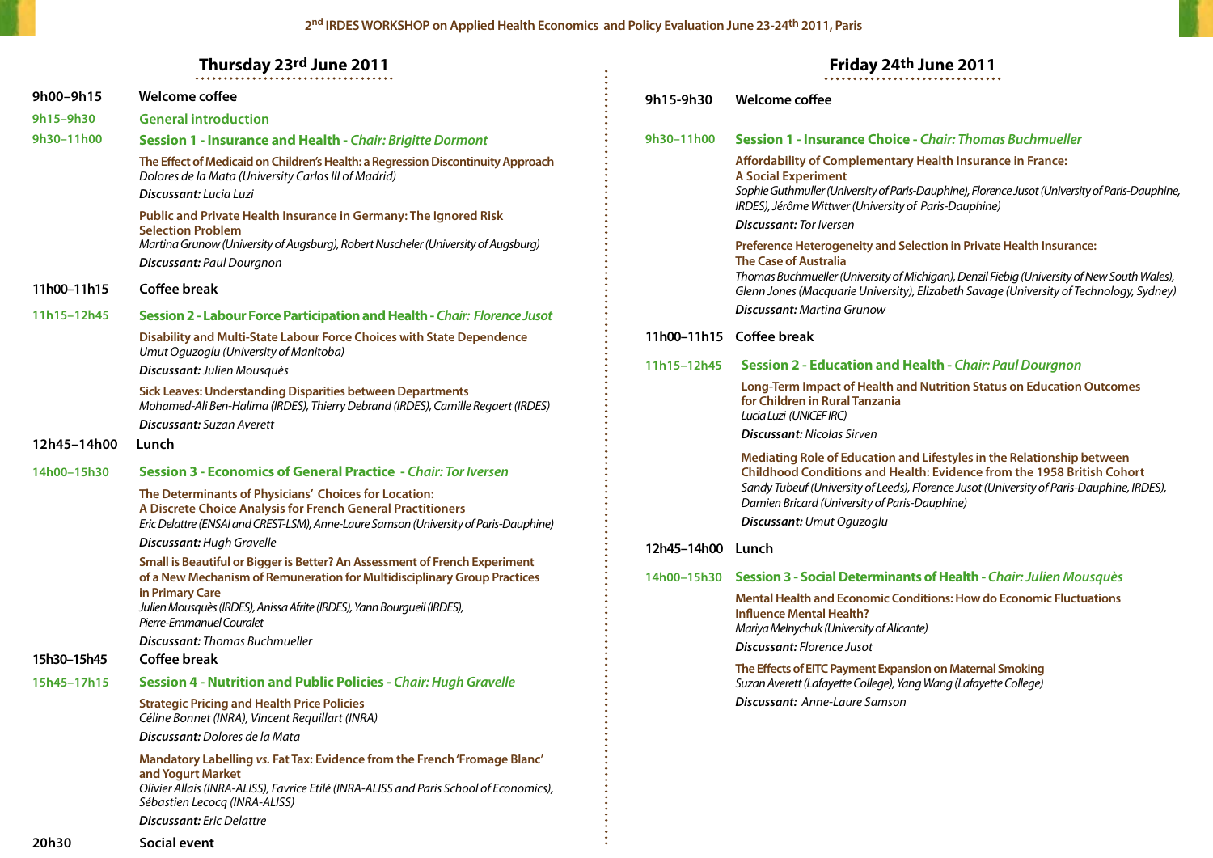## 2nd IRDES WORKSHOP on Applied Health Economics and Policy Evaluation June 23-24th 2011, Paris

## Thursday 23rd June 2011

**9h00–9h15** Welcome coffee

**9h15–9h30** General introduction

**9h30–11h00** **Session 1 - Insurance and Health** - *Chair: Brigitte Dormont*

**The Effect of Medicaid on Children's Health: a Regression Discontinuity Approach**
*Dolores de la Mata (University Carlos III of Madrid)*
***Discussant:*** *Lucia Luzi*

**Public and Private Health Insurance in Germany: The Ignored Risk Selection Problem**
*Martina Grunow (University of Augsburg), Robert Nuscheler (University of Augsburg)*
***Discussant:*** *Paul Dourgnon*

**11h00–11h15** Coffee break

**11h15–12h45** **Session 2 - Labour Force Participation and Health** - *Chair: Florence Jusot*

**Disability and Multi-State Labour Force Choices with State Dependence**
*Umut Oguzoglu (University of Manitoba)*
***Discussant:*** *Julien Mousquès*

**Sick Leaves: Understanding Disparities between Departments**
*Mohamed-Ali Ben-Halima (IRDES), Thierry Debrand (IRDES), Camille Regaert (IRDES)*
***Discussant:*** *Suzan Averett*

**12h45–14h00** Lunch

**14h00–15h30** **Session 3 - Economics of General Practice** - *Chair: Tor Iversen*

**The Determinants of Physicians' Choices for Location: A Discrete Choice Analysis for French General Practitioners**
*Eric Delattre (ENSAI and CREST-LSM), Anne-Laure Samson (University of Paris-Dauphine)*
***Discussant:*** *Hugh Gravelle*

**Small is Beautiful or Bigger is Better? An Assessment of French Experiment of a New Mechanism of Remuneration for Multidisciplinary Group Practices in Primary Care**
*Julien Mousquès (IRDES), Anissa Afrite (IRDES), Yann Bourgueil (IRDES), Pierre-Emmanuel Couralet*
***Discussant:*** *Thomas Buchmueller*

**15h30–15h45** Coffee break

**15h45–17h15** **Session 4 - Nutrition and Public Policies** - *Chair: Hugh Gravelle*

**Strategic Pricing and Health Price Policies**
*Céline Bonnet (INRA), Vincent Requillart (INRA)*
***Discussant:*** *Dolores de la Mata*

**Mandatory Labelling *vs.* Fat Tax: Evidence from the French 'Fromage Blanc' and Yogurt Market**
*Olivier Allais (INRA-ALISS), Favrice Etilé (INRA-ALISS and Paris School of Economics), Sébastien Lecocq (INRA-ALISS)*
***Discussant:*** *Eric Delattre*

**20h30** Social event

## Friday 24th June 2011

**9h15-9h30** Welcome coffee

**9h30–11h00** **Session 1 - Insurance Choice** - *Chair: Thomas Buchmueller*

**Affordability of Complementary Health Insurance in France: A Social Experiment**
*Sophie Guthmuller (University of Paris-Dauphine), Florence Jusot (University of Paris-Dauphine, IRDES), Jérôme Wittwer (University of Paris-Dauphine)*
***Discussant:*** *Tor Iversen*

**Preference Heterogeneity and Selection in Private Health Insurance: The Case of Australia**
*Thomas Buchmueller (University of Michigan), Denzil Fiebig (University of New South Wales), Glenn Jones (Macquarie University), Elizabeth Savage (University of Technology, Sydney)*
***Discussant:*** *Martina Grunow*

**11h00–11h15** Coffee break

**11h15–12h45** **Session 2 - Education and Health** - *Chair: Paul Dourgnon*

**Long-Term Impact of Health and Nutrition Status on Education Outcomes for Children in Rural Tanzania**
*Lucia Luzi (UNICEF IRC)*
***Discussant:*** *Nicolas Sirven*

**Mediating Role of Education and Lifestyles in the Relationship between Childhood Conditions and Health: Evidence from the 1958 British Cohort**
*Sandy Tubeuf (University of Leeds), Florence Jusot (University of Paris-Dauphine, IRDES), Damien Bricard (University of Paris-Dauphine)*
***Discussant:*** *Umut Oguzoglu*

**12h45–14h00** Lunch

**14h00–15h30** **Session 3 - Social Determinants of Health** - *Chair: Julien Mousquès*

**Mental Health and Economic Conditions: How do Economic Fluctuations Influence Mental Health?**
*Mariya Melnychuk (University of Alicante)*
***Discussant:*** *Florence Jusot*

**The Effects of EITC Payment Expansion on Maternal Smoking**
*Suzan Averett (Lafayette College), Yang Wang (Lafayette College)*
***Discussant:*** *Anne-Laure Samson*